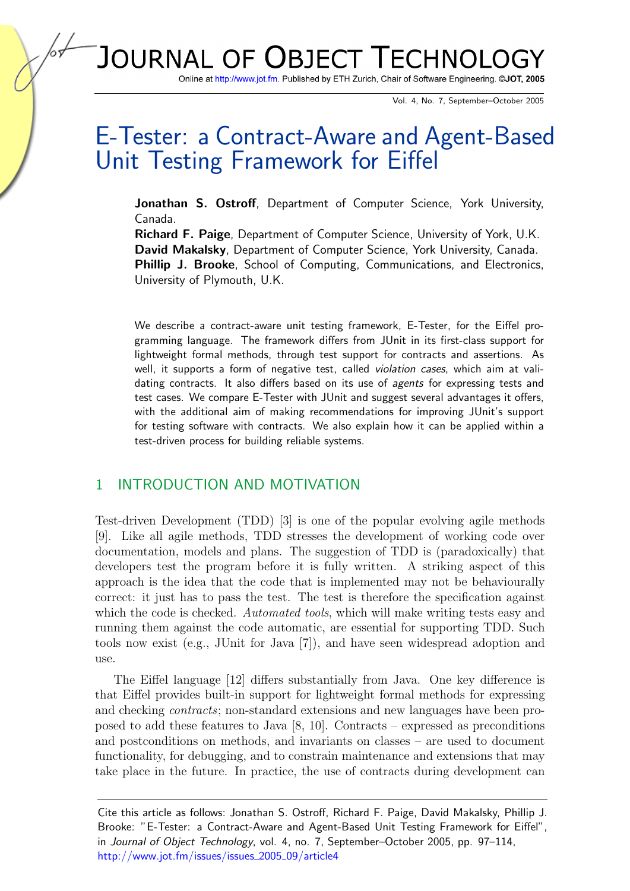# E-Tester: a Contract-Aware and Agent-Based Unit Testing Framework for Eiffel

**Jonathan S. Ostroff**, Department of Computer Science, York University, Canada.
**Richard F. Paige**, Department of Computer Science, University of York, U.K.
**David Makalsky**, Department of Computer Science, York University, Canada.
**Phillip J. Brooke**, School of Computing, Communications, and Electronics, University of Plymouth, U.K.

We describe a contract-aware unit testing framework, E-Tester, for the Eiffel programming language. The framework differs from JUnit in its first-class support for lightweight formal methods, through test support for contracts and assertions. As well, it supports a form of negative test, called *violation cases*, which aim at validating contracts. It also differs based on its use of *agents* for expressing tests and test cases. We compare E-Tester with JUnit and suggest several advantages it offers, with the additional aim of making recommendations for improving JUnit's support for testing software with contracts. We also explain how it can be applied within a test-driven process for building reliable systems.

## 1 INTRODUCTION AND MOTIVATION

Test-driven Development (TDD) [3] is one of the popular evolving agile methods [9]. Like all agile methods, TDD stresses the development of working code over documentation, models and plans. The suggestion of TDD is (paradoxically) that developers test the program before it is fully written. A striking aspect of this approach is the idea that the code that is implemented may not be behaviourally correct: it just has to pass the test. The test is therefore the specification against which the code is checked. *Automated tools*, which will make writing tests easy and running them against the code automatic, are essential for supporting TDD. Such tools now exist (e.g., JUnit for Java [7]), and have seen widespread adoption and use.

The Eiffel language [12] differs substantially from Java. One key difference is that Eiffel provides built-in support for lightweight formal methods for expressing and checking *contracts*; non-standard extensions and new languages have been proposed to add these features to Java [8, 10]. Contracts – expressed as preconditions and postconditions on methods, and invariants on classes – are used to document functionality, for debugging, and to constrain maintenance and extensions that may take place in the future. In practice, the use of contracts during development can

Cite this article as follows: Jonathan S. Ostroff, Richard F. Paige, David Makalsky, Phillip J. Brooke: "E-Tester: a Contract-Aware and Agent-Based Unit Testing Framework for Eiffel", in *Journal of Object Technology*, vol. 4, no. 7, September–October 2005, pp. 97–114, http://www.jot.fm/issues/issues_2005_09/article4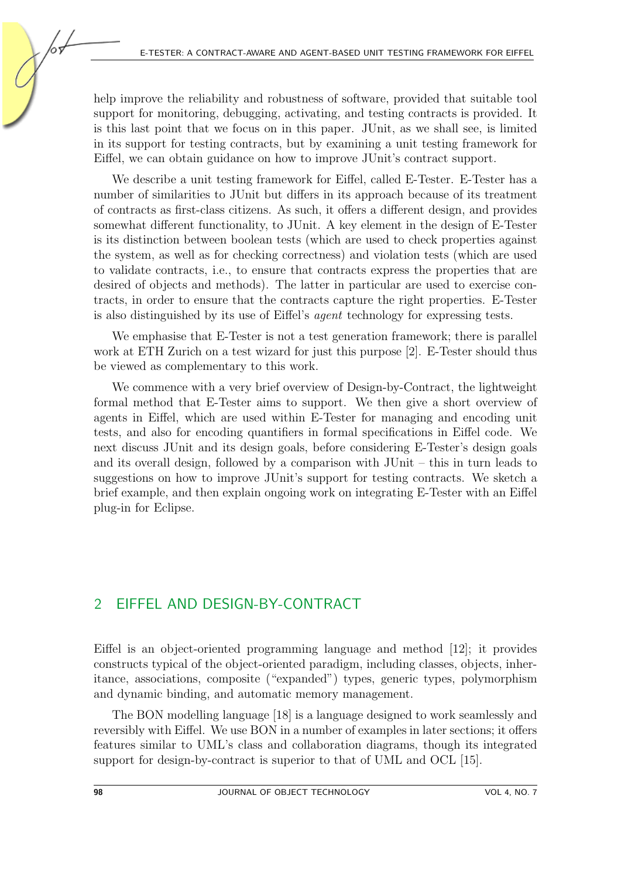help improve the reliability and robustness of software, provided that suitable tool support for monitoring, debugging, activating, and testing contracts is provided. It is this last point that we focus on in this paper. JUnit, as we shall see, is limited in its support for testing contracts, but by examining a unit testing framework for Eiffel, we can obtain guidance on how to improve JUnit's contract support.

We describe a unit testing framework for Eiffel, called E-Tester. E-Tester has a number of similarities to JUnit but differs in its approach because of its treatment of contracts as first-class citizens. As such, it offers a different design, and provides somewhat different functionality, to JUnit. A key element in the design of E-Tester is its distinction between boolean tests (which are used to check properties against the system, as well as for checking correctness) and violation tests (which are used to validate contracts, i.e., to ensure that contracts express the properties that are desired of objects and methods). The latter in particular are used to exercise contracts, in order to ensure that the contracts capture the right properties. E-Tester is also distinguished by its use of Eiffel's *agent* technology for expressing tests.

We emphasise that E-Tester is not a test generation framework; there is parallel work at ETH Zurich on a test wizard for just this purpose [2]. E-Tester should thus be viewed as complementary to this work.

We commence with a very brief overview of Design-by-Contract, the lightweight formal method that E-Tester aims to support. We then give a short overview of agents in Eiffel, which are used within E-Tester for managing and encoding unit tests, and also for encoding quantifiers in formal specifications in Eiffel code. We next discuss JUnit and its design goals, before considering E-Tester's design goals and its overall design, followed by a comparison with JUnit – this in turn leads to suggestions on how to improve JUnit's support for testing contracts. We sketch a brief example, and then explain ongoing work on integrating E-Tester with an Eiffel plug-in for Eclipse.

## 2 EIFFEL AND DESIGN-BY-CONTRACT

Eiffel is an object-oriented programming language and method [12]; it provides constructs typical of the object-oriented paradigm, including classes, objects, inheritance, associations, composite ("expanded") types, generic types, polymorphism and dynamic binding, and automatic memory management.

The BON modelling language [18] is a language designed to work seamlessly and reversibly with Eiffel. We use BON in a number of examples in later sections; it offers features similar to UML's class and collaboration diagrams, though its integrated support for design-by-contract is superior to that of UML and OCL [15].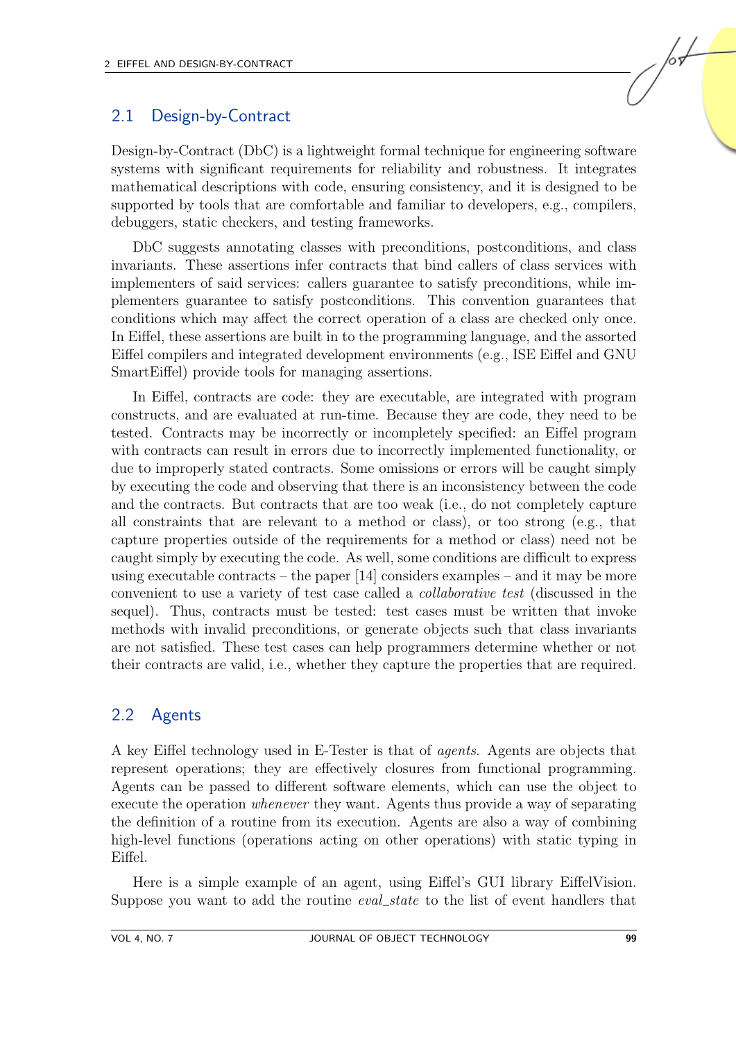## 2.1 Design-by-Contract

Design-by-Contract (DbC) is a lightweight formal technique for engineering software systems with significant requirements for reliability and robustness. It integrates mathematical descriptions with code, ensuring consistency, and it is designed to be supported by tools that are comfortable and familiar to developers, e.g., compilers, debuggers, static checkers, and testing frameworks.

DbC suggests annotating classes with preconditions, postconditions, and class invariants. These assertions infer contracts that bind callers of class services with implementers of said services: callers guarantee to satisfy preconditions, while implementers guarantee to satisfy postconditions. This convention guarantees that conditions which may affect the correct operation of a class are checked only once. In Eiffel, these assertions are built in to the programming language, and the assorted Eiffel compilers and integrated development environments (e.g., ISE Eiffel and GNU SmartEiffel) provide tools for managing assertions.

In Eiffel, contracts are code: they are executable, are integrated with program constructs, and are evaluated at run-time. Because they are code, they need to be tested. Contracts may be incorrectly or incompletely specified: an Eiffel program with contracts can result in errors due to incorrectly implemented functionality, or due to improperly stated contracts. Some omissions or errors will be caught simply by executing the code and observing that there is an inconsistency between the code and the contracts. But contracts that are too weak (i.e., do not completely capture all constraints that are relevant to a method or class), or too strong (e.g., that capture properties outside of the requirements for a method or class) need not be caught simply by executing the code. As well, some conditions are difficult to express using executable contracts – the paper [14] considers examples – and it may be more convenient to use a variety of test case called a *collaborative test* (discussed in the sequel). Thus, contracts must be tested: test cases must be written that invoke methods with invalid preconditions, or generate objects such that class invariants are not satisfied. These test cases can help programmers determine whether or not their contracts are valid, i.e., whether they capture the properties that are required.

## 2.2 Agents

A key Eiffel technology used in E-Tester is that of *agents*. Agents are objects that represent operations; they are effectively closures from functional programming. Agents can be passed to different software elements, which can use the object to execute the operation *whenever* they want. Agents thus provide a way of separating the definition of a routine from its execution. Agents are also a way of combining high-level functions (operations acting on other operations) with static typing in Eiffel.

Here is a simple example of an agent, using Eiffel's GUI library EiffelVision. Suppose you want to add the routine *eval_state* to the list of event handlers that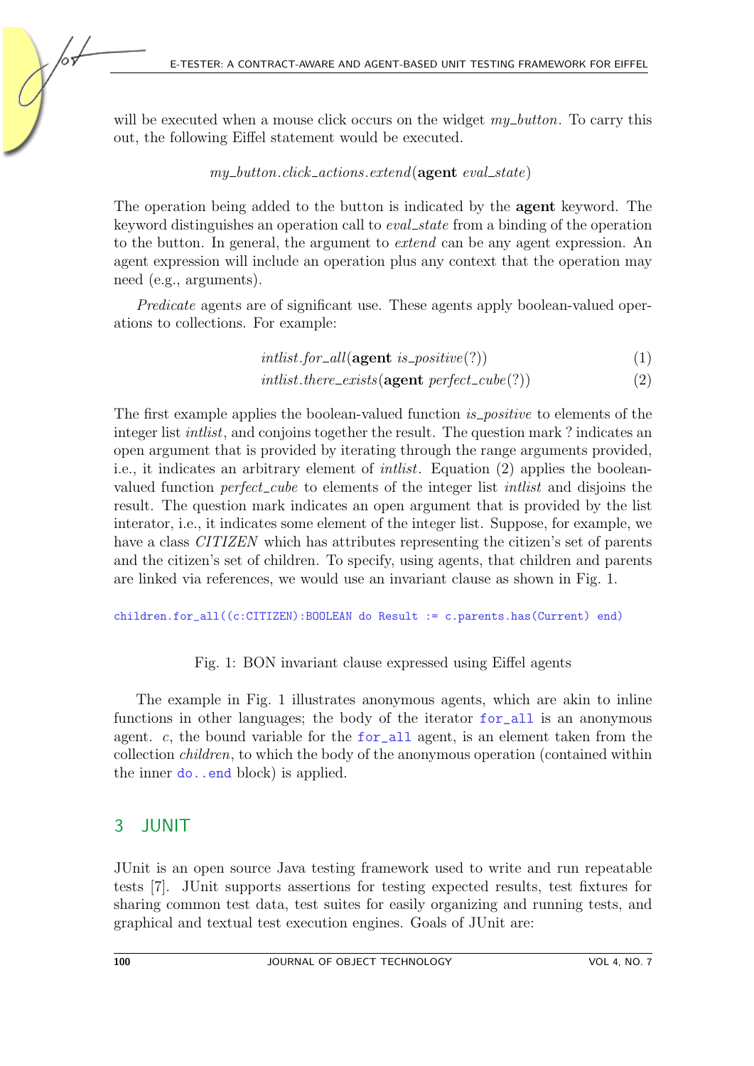will be executed when a mouse click occurs on the widget *my_button*. To carry this out, the following Eiffel statement would be executed.

$$my\_button.click\_actions.extend(\textbf{agent}\ eval\_state)$$

The operation being added to the button is indicated by the **agent** keyword. The keyword distinguishes an operation call to *eval_state* from a binding of the operation to the button. In general, the argument to *extend* can be any agent expression. An agent expression will include an operation plus any context that the operation may need (e.g., arguments).

*Predicate* agents are of significant use. These agents apply boolean-valued operations to collections. For example:

$$intlist.for\_all(\textbf{agent}\ is\_positive(?)) \tag{1}$$

$$intlist.there\_exists(\textbf{agent}\ perfect\_cube(?)) \tag{2}$$

The first example applies the boolean-valued function *is_positive* to elements of the integer list *intlist*, and conjoins together the result. The question mark ? indicates an open argument that is provided by iterating through the range arguments provided, i.e., it indicates an arbitrary element of *intlist*. Equation (2) applies the boolean-valued function *perfect_cube* to elements of the integer list *intlist* and disjoins the result. The question mark indicates an open argument that is provided by the list interator, i.e., it indicates some element of the integer list. Suppose, for example, we have a class *CITIZEN* which has attributes representing the citizen's set of parents and the citizen's set of children. To specify, using agents, that children and parents are linked via references, we would use an invariant clause as shown in Fig. 1.

```
children.for_all((c:CITIZEN):BOOLEAN do Result := c.parents.has(Current) end)
```

Fig. 1: BON invariant clause expressed using Eiffel agents

The example in Fig. 1 illustrates anonymous agents, which are akin to inline functions in other languages; the body of the iterator `for_all` is an anonymous agent. *c*, the bound variable for the `for_all` agent, is an element taken from the collection *children*, to which the body of the anonymous operation (contained within the inner `do..end` block) is applied.

## 3 JUNIT

JUnit is an open source Java testing framework used to write and run repeatable tests [7]. JUnit supports assertions for testing expected results, test fixtures for sharing common test data, test suites for easily organizing and running tests, and graphical and textual test execution engines. Goals of JUnit are: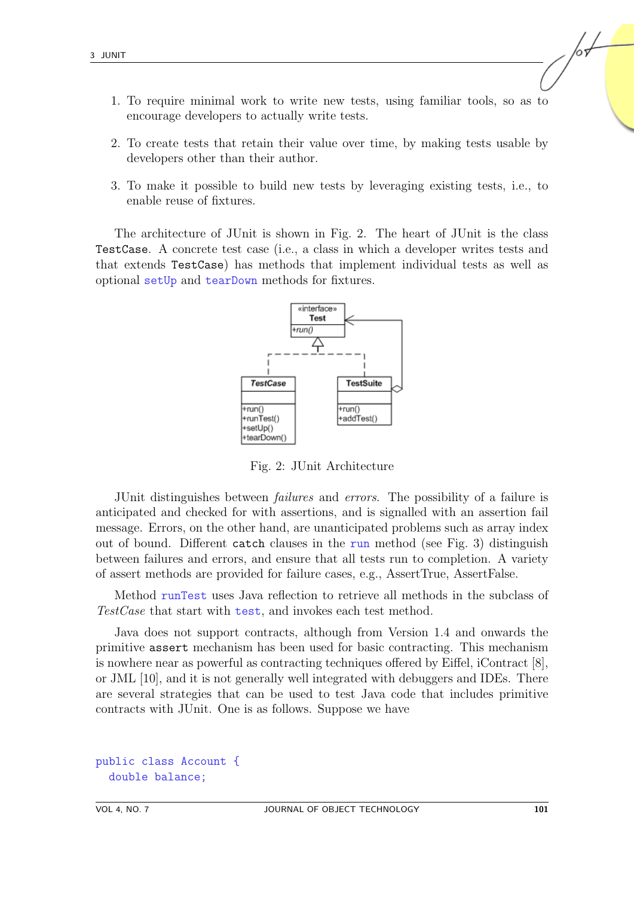1. To require minimal work to write new tests, using familiar tools, so as to encourage developers to actually write tests.

2. To create tests that retain their value over time, by making tests usable by developers other than their author.

3. To make it possible to build new tests by leveraging existing tests, i.e., to enable reuse of fixtures.

The architecture of JUnit is shown in Fig. 2. The heart of JUnit is the class `TestCase`. A concrete test case (i.e., a class in which a developer writes tests and that extends `TestCase`) has methods that implement individual tests as well as optional `setUp` and `tearDown` methods for fixtures.

Fig. 2: JUnit Architecture

JUnit distinguishes between *failures* and *errors*. The possibility of a failure is anticipated and checked for with assertions, and is signalled with an assertion fail message. Errors, on the other hand, are unanticipated problems such as array index out of bound. Different `catch` clauses in the `run` method (see Fig. 3) distinguish between failures and errors, and ensure that all tests run to completion. A variety of assert methods are provided for failure cases, e.g., AssertTrue, AssertFalse.

Method `runTest` uses Java reflection to retrieve all methods in the subclass of *TestCase* that start with `test`, and invokes each test method.

Java does not support contracts, although from Version 1.4 and onwards the primitive `assert` mechanism has been used for basic contracting. This mechanism is nowhere near as powerful as contracting techniques offered by Eiffel, iContract [8], or JML [10], and it is not generally well integrated with debuggers and IDEs. There are several strategies that can be used to test Java code that includes primitive contracts with JUnit. One is as follows. Suppose we have

```
public class Account {
  double balance;
```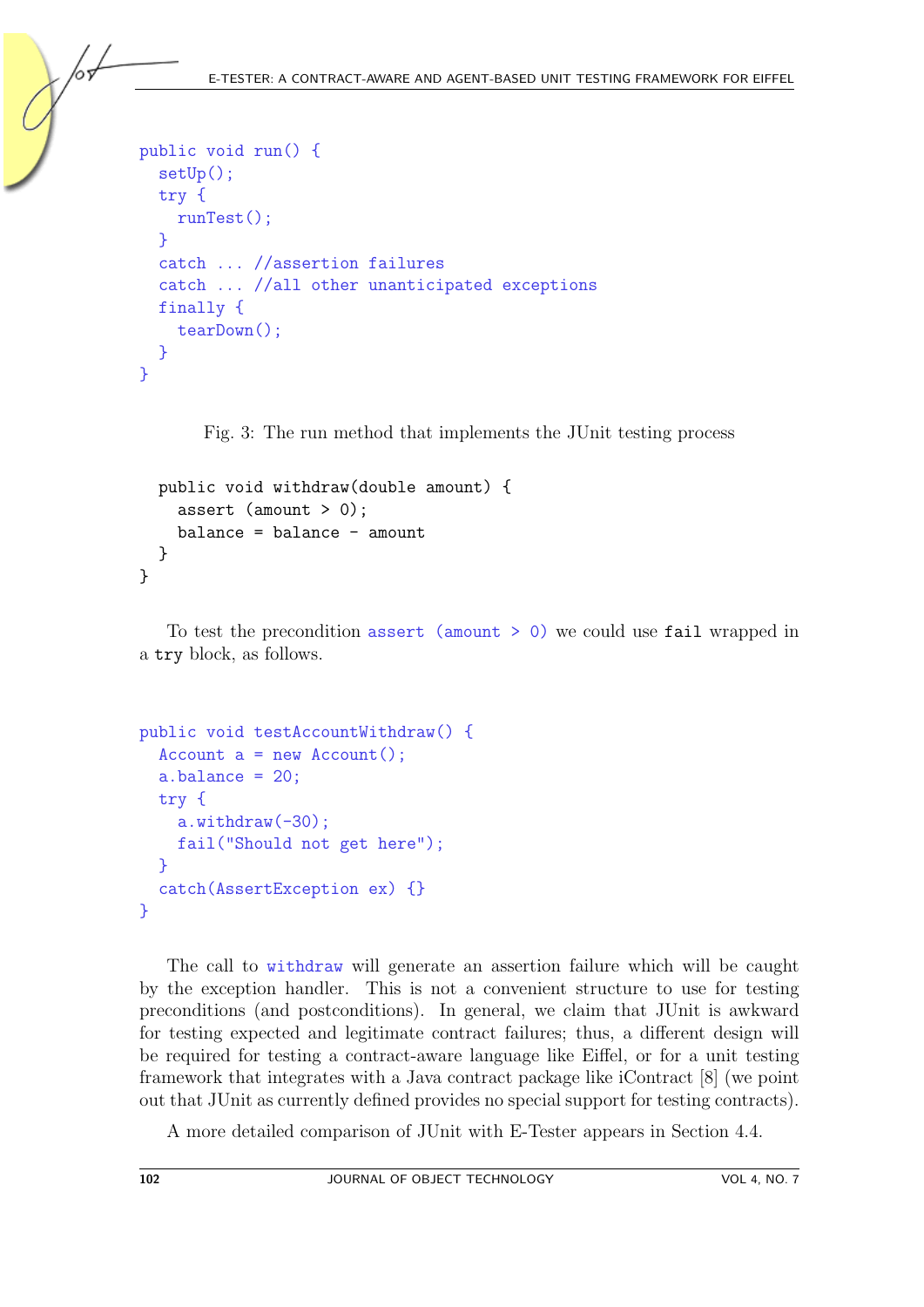```java
public void run() {
  setUp();
  try {
    runTest();
  }
  catch ... //assertion failures
  catch ... //all other unanticipated exceptions
  finally {
    tearDown();
  }
}
```

Fig. 3: The run method that implements the JUnit testing process

```java
  public void withdraw(double amount) {
    assert (amount > 0);
    balance = balance - amount
  }
}
```

To test the precondition `assert (amount > 0)` we could use `fail` wrapped in a `try` block, as follows.

```java
public void testAccountWithdraw() {
  Account a = new Account();
  a.balance = 20;
  try {
    a.withdraw(-30);
    fail("Should not get here");
  }
  catch(AssertException ex) {}
}
```

The call to `withdraw` will generate an assertion failure which will be caught by the exception handler. This is not a convenient structure to use for testing preconditions (and postconditions). In general, we claim that JUnit is awkward for testing expected and legitimate contract failures; thus, a different design will be required for testing a contract-aware language like Eiffel, or for a unit testing framework that integrates with a Java contract package like iContract [8] (we point out that JUnit as currently defined provides no special support for testing contracts).

A more detailed comparison of JUnit with E-Tester appears in Section 4.4.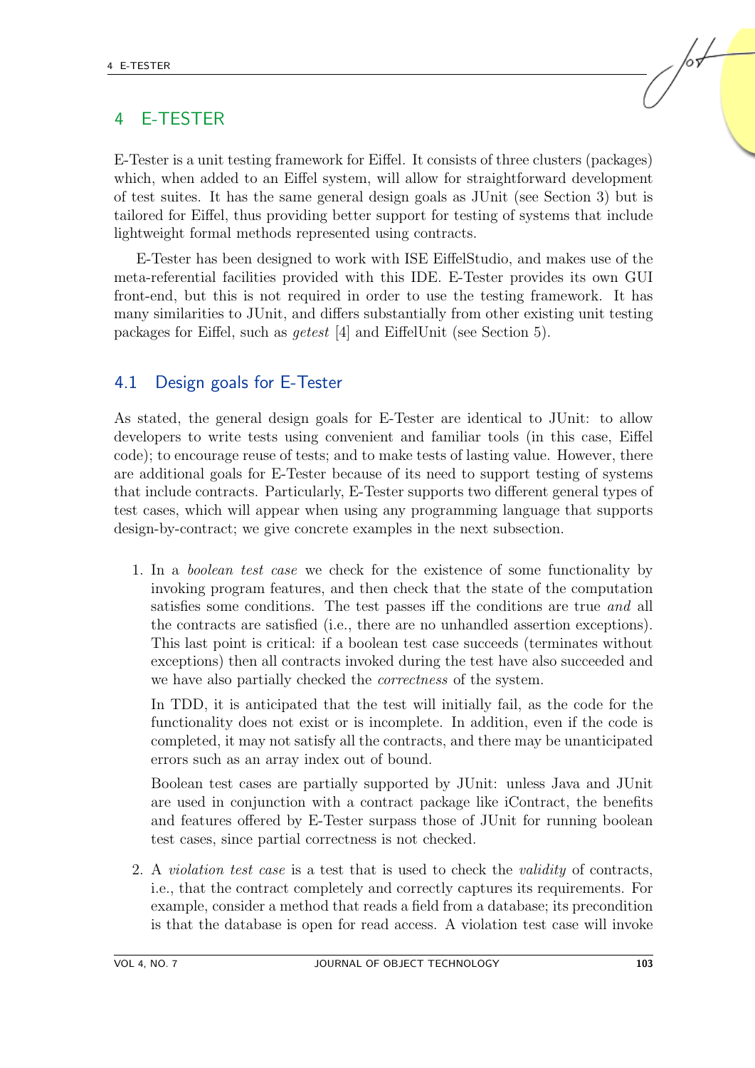# 4 E-TESTER

E-Tester is a unit testing framework for Eiffel. It consists of three clusters (packages) which, when added to an Eiffel system, will allow for straightforward development of test suites. It has the same general design goals as JUnit (see Section 3) but is tailored for Eiffel, thus providing better support for testing of systems that include lightweight formal methods represented using contracts.

E-Tester has been designed to work with ISE EiffelStudio, and makes use of the meta-referential facilities provided with this IDE. E-Tester provides its own GUI front-end, but this is not required in order to use the testing framework. It has many similarities to JUnit, and differs substantially from other existing unit testing packages for Eiffel, such as *getest* [4] and EiffelUnit (see Section 5).

## 4.1 Design goals for E-Tester

As stated, the general design goals for E-Tester are identical to JUnit: to allow developers to write tests using convenient and familiar tools (in this case, Eiffel code); to encourage reuse of tests; and to make tests of lasting value. However, there are additional goals for E-Tester because of its need to support testing of systems that include contracts. Particularly, E-Tester supports two different general types of test cases, which will appear when using any programming language that supports design-by-contract; we give concrete examples in the next subsection.

1. In a *boolean test case* we check for the existence of some functionality by invoking program features, and then check that the state of the computation satisfies some conditions. The test passes iff the conditions are true *and* all the contracts are satisfied (i.e., there are no unhandled assertion exceptions). This last point is critical: if a boolean test case succeeds (terminates without exceptions) then all contracts invoked during the test have also succeeded and we have also partially checked the *correctness* of the system.

   In TDD, it is anticipated that the test will initially fail, as the code for the functionality does not exist or is incomplete. In addition, even if the code is completed, it may not satisfy all the contracts, and there may be unanticipated errors such as an array index out of bound.

   Boolean test cases are partially supported by JUnit: unless Java and JUnit are used in conjunction with a contract package like iContract, the benefits and features offered by E-Tester surpass those of JUnit for running boolean test cases, since partial correctness is not checked.

2. A *violation test case* is a test that is used to check the *validity* of contracts, i.e., that the contract completely and correctly captures its requirements. For example, consider a method that reads a field from a database; its precondition is that the database is open for read access. A violation test case will invoke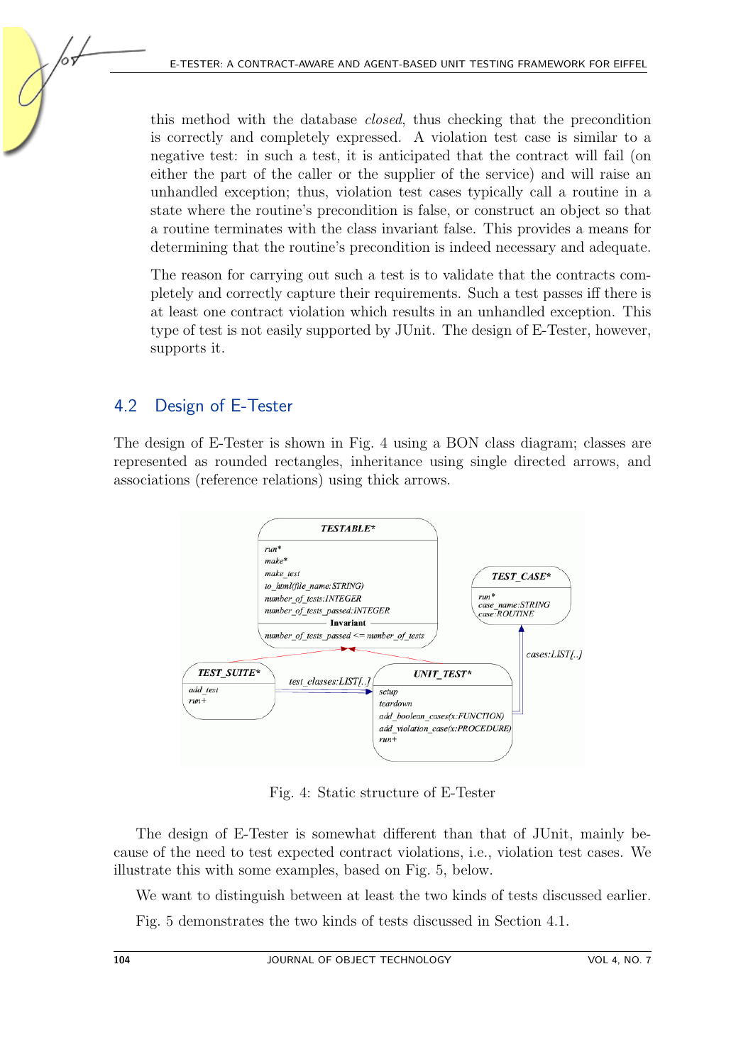this method with the database *closed*, thus checking that the precondition is correctly and completely expressed. A violation test case is similar to a negative test: in such a test, it is anticipated that the contract will fail (on either the part of the caller or the supplier of the service) and will raise an unhandled exception; thus, violation test cases typically call a routine in a state where the routine's precondition is false, or construct an object so that a routine terminates with the class invariant false. This provides a means for determining that the routine's precondition is indeed necessary and adequate.

The reason for carrying out such a test is to validate that the contracts completely and correctly capture their requirements. Such a test passes iff there is at least one contract violation which results in an unhandled exception. This type of test is not easily supported by JUnit. The design of E-Tester, however, supports it.

## 4.2 Design of E-Tester

The design of E-Tester is shown in Fig. 4 using a BON class diagram; classes are represented as rounded rectangles, inheritance using single directed arrows, and associations (reference relations) using thick arrows.

Fig. 4: Static structure of E-Tester

The design of E-Tester is somewhat different than that of JUnit, mainly because of the need to test expected contract violations, i.e., violation test cases. We illustrate this with some examples, based on Fig. 5, below.

We want to distinguish between at least the two kinds of tests discussed earlier.

Fig. 5 demonstrates the two kinds of tests discussed in Section 4.1.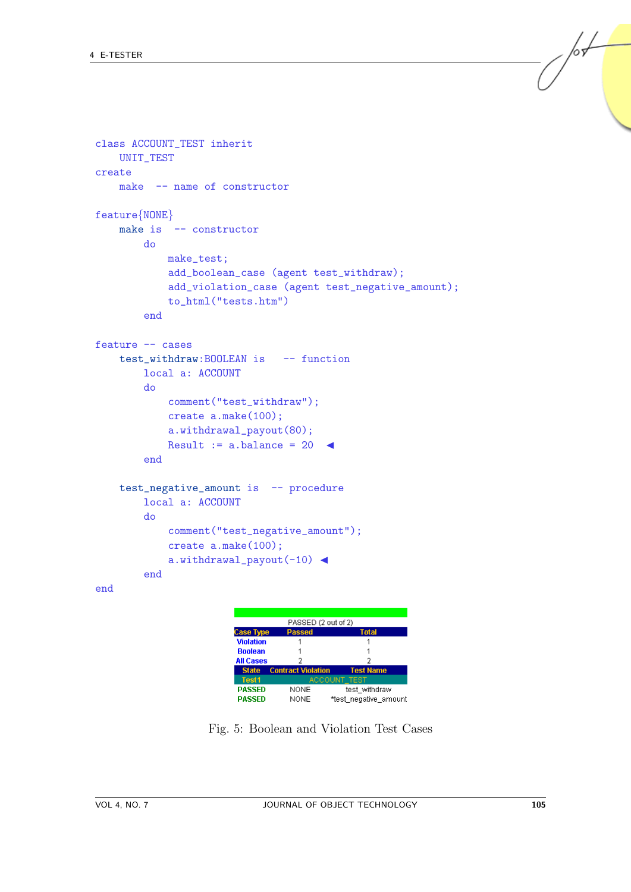```
class ACCOUNT_TEST inherit
    UNIT_TEST
create
    make  -- name of constructor

feature{NONE}
    make is  -- constructor
        do
            make_test;
            add_boolean_case (agent test_withdraw);
            add_violation_case (agent test_negative_amount);
            to_html("tests.htm")
        end

feature -- cases
    test_withdraw:BOOLEAN is   -- function
        local a: ACCOUNT
        do
            comment("test_withdraw");
            create a.make(100);
            a.withdrawal_payout(80);
            Result := a.balance = 20  ◄
        end

    test_negative_amount is  -- procedure
        local a: ACCOUNT
        do
            comment("test_negative_amount");
            create a.make(100);
            a.withdrawal_payout(-10)  ◄
        end
end
```

PASSED (2 out of 2)

| Case Type | Passed | Total |
|---|---|---|
| Violation | 1 | 1 |
| Boolean | 1 | 1 |
| All Cases | 2 | 2 |

| State | Contract Violation | Test Name |
|---|---|---|
| Test1 | ACCOUNT_TEST | |
| PASSED | NONE | test_withdraw |
| PASSED | NONE | *test_negative_amount |

Fig. 5: Boolean and Violation Test Cases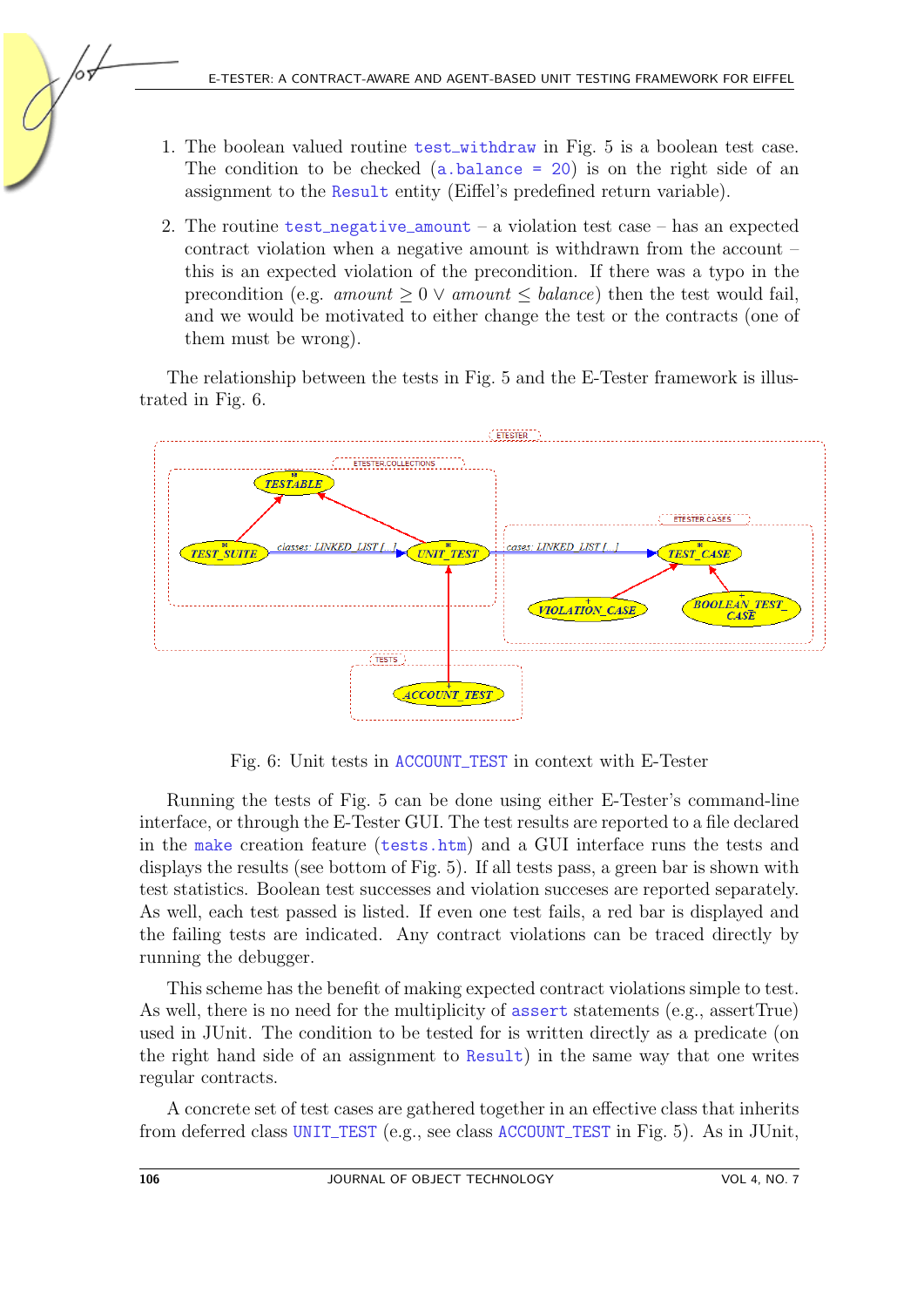1. The boolean valued routine `test_withdraw` in Fig. 5 is a boolean test case. The condition to be checked (`a.balance = 20`) is on the right side of an assignment to the `Result` entity (Eiffel's predefined return variable).

2. The routine `test_negative_amount` – a violation test case – has an expected contract violation when a negative amount is withdrawn from the account – this is an expected violation of the precondition. If there was a typo in the precondition (e.g. $amount \geq 0 \lor amount \leq balance$) then the test would fail, and we would be motivated to either change the test or the contracts (one of them must be wrong).

The relationship between the tests in Fig. 5 and the E-Tester framework is illustrated in Fig. 6.

Fig. 6: Unit tests in `ACCOUNT_TEST` in context with E-Tester

Running the tests of Fig. 5 can be done using either E-Tester's command-line interface, or through the E-Tester GUI. The test results are reported to a file declared in the `make` creation feature (`tests.htm`) and a GUI interface runs the tests and displays the results (see bottom of Fig. 5). If all tests pass, a green bar is shown with test statistics. Boolean test successes and violation succeses are reported separately. As well, each test passed is listed. If even one test fails, a red bar is displayed and the failing tests are indicated. Any contract violations can be traced directly by running the debugger.

This scheme has the benefit of making expected contract violations simple to test. As well, there is no need for the multiplicity of `assert` statements (e.g., assertTrue) used in JUnit. The condition to be tested for is written directly as a predicate (on the right hand side of an assignment to `Result`) in the same way that one writes regular contracts.

A concrete set of test cases are gathered together in an effective class that inherits from deferred class `UNIT_TEST` (e.g., see class `ACCOUNT_TEST` in Fig. 5). As in JUnit,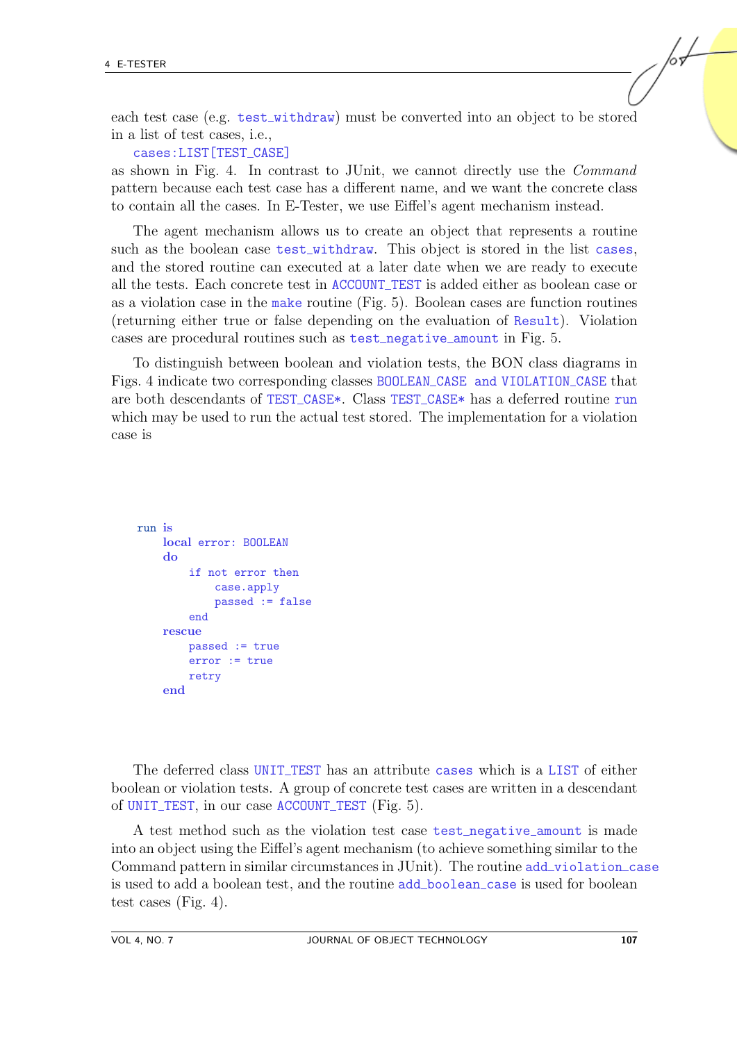each test case (e.g. test_withdraw) must be converted into an object to be stored in a list of test cases, i.e.,

cases:LIST[TEST_CASE]

as shown in Fig. 4. In contrast to JUnit, we cannot directly use the *Command* pattern because each test case has a different name, and we want the concrete class to contain all the cases. In E-Tester, we use Eiffel's agent mechanism instead.

The agent mechanism allows us to create an object that represents a routine such as the boolean case test_withdraw. This object is stored in the list cases, and the stored routine can executed at a later date when we are ready to execute all the tests. Each concrete test in ACCOUNT_TEST is added either as boolean case or as a violation case in the make routine (Fig. 5). Boolean cases are function routines (returning either true or false depending on the evaluation of Result). Violation cases are procedural routines such as test_negative_amount in Fig. 5.

To distinguish between boolean and violation tests, the BON class diagrams in Figs. 4 indicate two corresponding classes BOOLEAN_CASE and VIOLATION_CASE that are both descendants of TEST_CASE*. Class TEST_CASE* has a deferred routine run which may be used to run the actual test stored. The implementation for a violation case is

```
run is
    local error: BOOLEAN
    do
        if not error then
            case.apply
            passed := false
        end
    rescue
        passed := true
        error := true
        retry
    end
```

The deferred class UNIT_TEST has an attribute cases which is a LIST of either boolean or violation tests. A group of concrete test cases are written in a descendant of UNIT_TEST, in our case ACCOUNT_TEST (Fig. 5).

A test method such as the violation test case test_negative_amount is made into an object using the Eiffel's agent mechanism (to achieve something similar to the Command pattern in similar circumstances in JUnit). The routine add_violation_case is used to add a boolean test, and the routine add_boolean_case is used for boolean test cases (Fig. 4).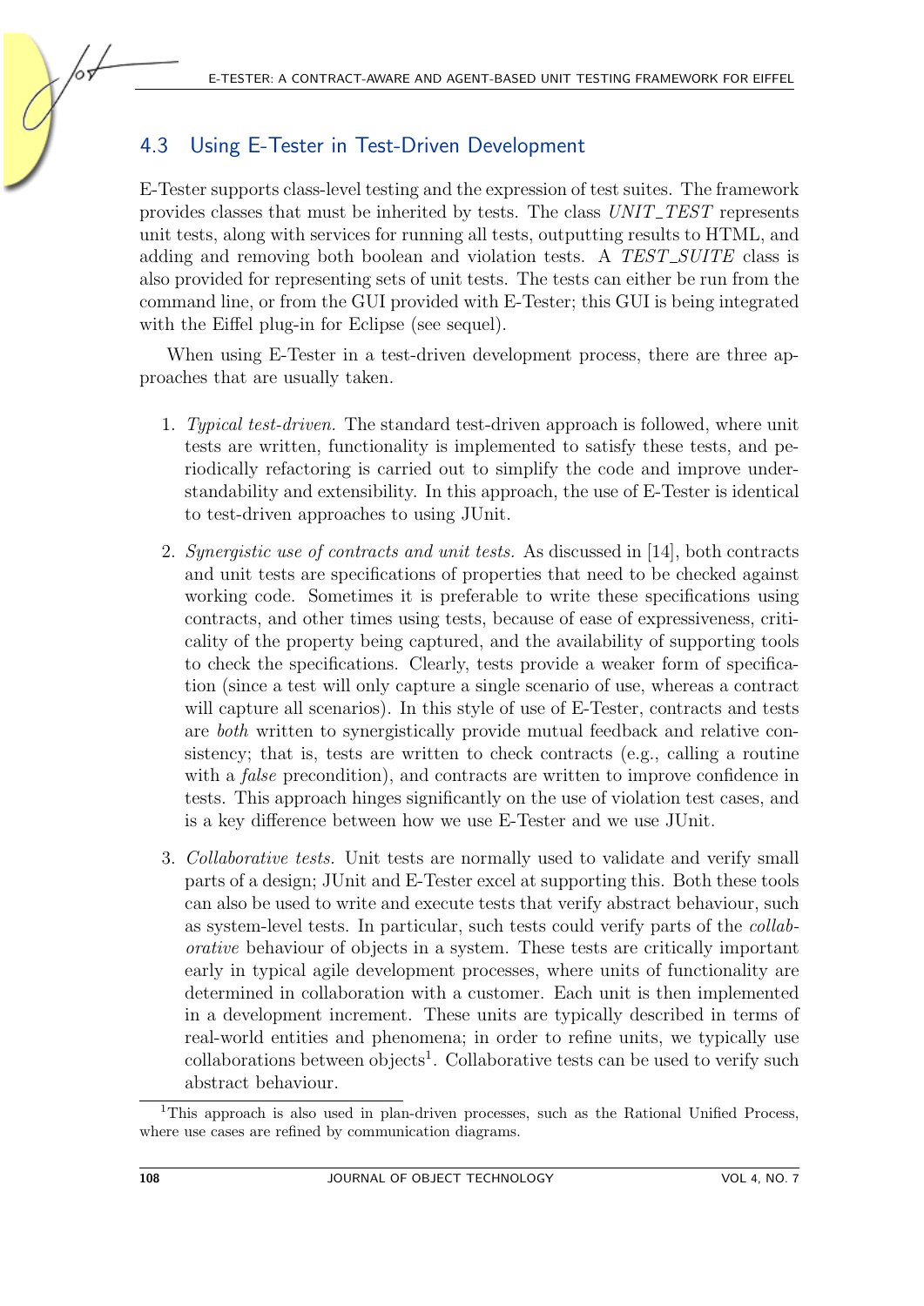## 4.3 Using E-Tester in Test-Driven Development

E-Tester supports class-level testing and the expression of test suites. The framework provides classes that must be inherited by tests. The class *UNIT_TEST* represents unit tests, along with services for running all tests, outputting results to HTML, and adding and removing both boolean and violation tests. A *TEST_SUITE* class is also provided for representing sets of unit tests. The tests can either be run from the command line, or from the GUI provided with E-Tester; this GUI is being integrated with the Eiffel plug-in for Eclipse (see sequel).

When using E-Tester in a test-driven development process, there are three approaches that are usually taken.

1. *Typical test-driven.* The standard test-driven approach is followed, where unit tests are written, functionality is implemented to satisfy these tests, and periodically refactoring is carried out to simplify the code and improve understandability and extensibility. In this approach, the use of E-Tester is identical to test-driven approaches to using JUnit.

2. *Synergistic use of contracts and unit tests.* As discussed in [14], both contracts and unit tests are specifications of properties that need to be checked against working code. Sometimes it is preferable to write these specifications using contracts, and other times using tests, because of ease of expressiveness, criticality of the property being captured, and the availability of supporting tools to check the specifications. Clearly, tests provide a weaker form of specification (since a test will only capture a single scenario of use, whereas a contract will capture all scenarios). In this style of use of E-Tester, contracts and tests are *both* written to synergistically provide mutual feedback and relative consistency; that is, tests are written to check contracts (e.g., calling a routine with a *false* precondition), and contracts are written to improve confidence in tests. This approach hinges significantly on the use of violation test cases, and is a key difference between how we use E-Tester and we use JUnit.

3. *Collaborative tests.* Unit tests are normally used to validate and verify small parts of a design; JUnit and E-Tester excel at supporting this. Both these tools can also be used to write and execute tests that verify abstract behaviour, such as system-level tests. In particular, such tests could verify parts of the *collaborative* behaviour of objects in a system. These tests are critically important early in typical agile development processes, where units of functionality are determined in collaboration with a customer. Each unit is then implemented in a development increment. These units are typically described in terms of real-world entities and phenomena; in order to refine units, we typically use collaborations between objects[1]. Collaborative tests can be used to verify such abstract behaviour.

[1] This approach is also used in plan-driven processes, such as the Rational Unified Process, where use cases are refined by communication diagrams.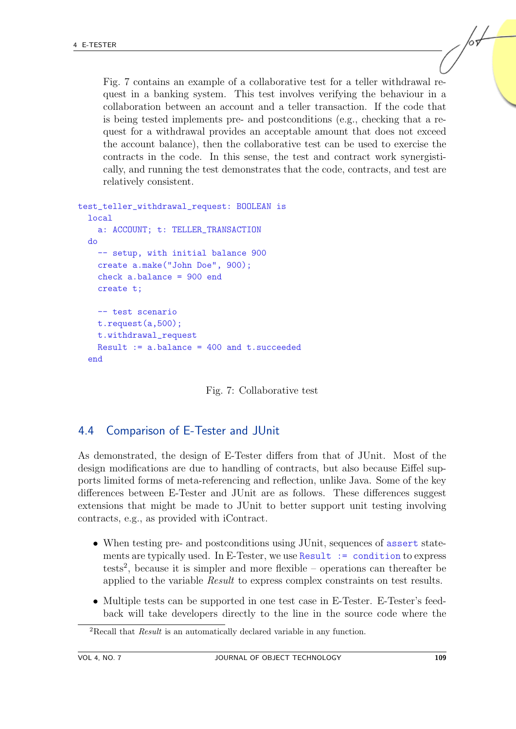Fig. 7 contains an example of a collaborative test for a teller withdrawal request in a banking system. This test involves verifying the behaviour in a collaboration between an account and a teller transaction. If the code that is being tested implements pre- and postconditions (e.g., checking that a request for a withdrawal provides an acceptable amount that does not exceed the account balance), then the collaborative test can be used to exercise the contracts in the code. In this sense, the test and contract work synergistically, and running the test demonstrates that the code, contracts, and test are relatively consistent.

```
test_teller_withdrawal_request: BOOLEAN is
  local
    a: ACCOUNT; t: TELLER_TRANSACTION
  do
    -- setup, with initial balance 900
    create a.make("John Doe", 900);
    check a.balance = 900 end
    create t;

    -- test scenario
    t.request(a,500);
    t.withdrawal_request
    Result := a.balance = 400 and t.succeeded
  end
```

Fig. 7: Collaborative test

## 4.4 Comparison of E-Tester and JUnit

As demonstrated, the design of E-Tester differs from that of JUnit. Most of the design modifications are due to handling of contracts, but also because Eiffel supports limited forms of meta-referencing and reflection, unlike Java. Some of the key differences between E-Tester and JUnit are as follows. These differences suggest extensions that might be made to JUnit to better support unit testing involving contracts, e.g., as provided with iContract.

- When testing pre- and postconditions using JUnit, sequences of `assert` statements are typically used. In E-Tester, we use `Result := condition` to express tests[2], because it is simpler and more flexible – operations can thereafter be applied to the variable *Result* to express complex constraints on test results.
- Multiple tests can be supported in one test case in E-Tester. E-Tester's feedback will take developers directly to the line in the source code where the

[2]Recall that *Result* is an automatically declared variable in any function.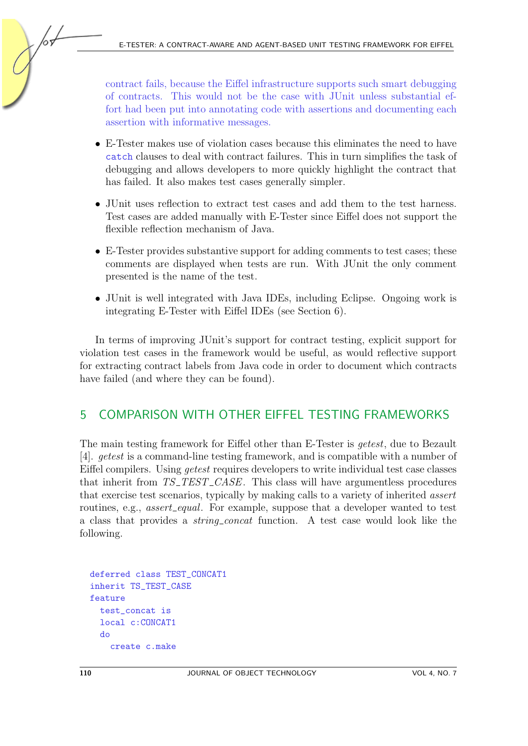contract fails, because the Eiffel infrastructure supports such smart debugging of contracts. This would not be the case with JUnit unless substantial effort had been put into annotating code with assertions and documenting each assertion with informative messages.

- E-Tester makes use of violation cases because this eliminates the need to have `catch` clauses to deal with contract failures. This in turn simplifies the task of debugging and allows developers to more quickly highlight the contract that has failed. It also makes test cases generally simpler.
- JUnit uses reflection to extract test cases and add them to the test harness. Test cases are added manually with E-Tester since Eiffel does not support the flexible reflection mechanism of Java.
- E-Tester provides substantive support for adding comments to test cases; these comments are displayed when tests are run. With JUnit the only comment presented is the name of the test.
- JUnit is well integrated with Java IDEs, including Eclipse. Ongoing work is integrating E-Tester with Eiffel IDEs (see Section 6).

In terms of improving JUnit's support for contract testing, explicit support for violation test cases in the framework would be useful, as would reflective support for extracting contract labels from Java code in order to document which contracts have failed (and where they can be found).

## 5 COMPARISON WITH OTHER EIFFEL TESTING FRAMEWORKS

The main testing framework for Eiffel other than E-Tester is *getest*, due to Bezault [4]. *getest* is a command-line testing framework, and is compatible with a number of Eiffel compilers. Using *getest* requires developers to write individual test case classes that inherit from *TS_TEST_CASE*. This class will have argumentless procedures that exercise test scenarios, typically by making calls to a variety of inherited *assert* routines, e.g., *assert_equal*. For example, suppose that a developer wanted to test a class that provides a *string_concat* function. A test case would look like the following.

```
deferred class TEST_CONCAT1
inherit TS_TEST_CASE
feature
  test_concat is
  local c:CONCAT1
  do
    create c.make
```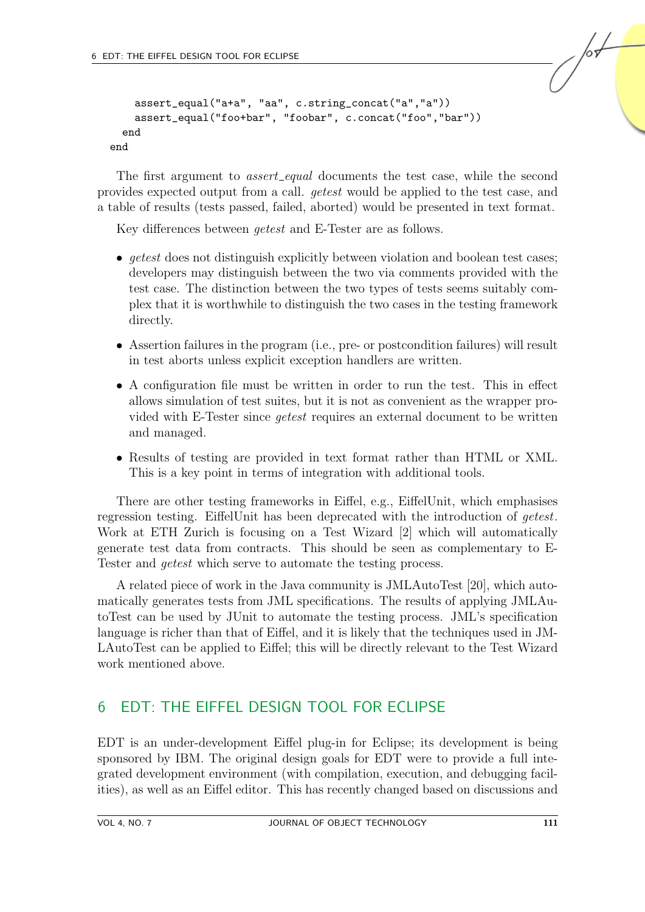```
    assert_equal("a+a", "aa", c.string_concat("a","a"))
    assert_equal("foo+bar", "foobar", c.concat("foo","bar"))
  end
end
```

The first argument to *assert_equal* documents the test case, while the second provides expected output from a call. *getest* would be applied to the test case, and a table of results (tests passed, failed, aborted) would be presented in text format.

Key differences between *getest* and E-Tester are as follows.

- *getest* does not distinguish explicitly between violation and boolean test cases; developers may distinguish between the two via comments provided with the test case. The distinction between the two types of tests seems suitably complex that it is worthwhile to distinguish the two cases in the testing framework directly.
- Assertion failures in the program (i.e., pre- or postcondition failures) will result in test aborts unless explicit exception handlers are written.
- A configuration file must be written in order to run the test. This in effect allows simulation of test suites, but it is not as convenient as the wrapper provided with E-Tester since *getest* requires an external document to be written and managed.
- Results of testing are provided in text format rather than HTML or XML. This is a key point in terms of integration with additional tools.

There are other testing frameworks in Eiffel, e.g., EiffelUnit, which emphasises regression testing. EiffelUnit has been deprecated with the introduction of *getest*. Work at ETH Zurich is focusing on a Test Wizard [2] which will automatically generate test data from contracts. This should be seen as complementary to E-Tester and *getest* which serve to automate the testing process.

A related piece of work in the Java community is JMLAutoTest [20], which automatically generates tests from JML specifications. The results of applying JMLAutoTest can be used by JUnit to automate the testing process. JML's specification language is richer than that of Eiffel, and it is likely that the techniques used in JMLAutoTest can be applied to Eiffel; this will be directly relevant to the Test Wizard work mentioned above.

## 6 EDT: THE EIFFEL DESIGN TOOL FOR ECLIPSE

EDT is an under-development Eiffel plug-in for Eclipse; its development is being sponsored by IBM. The original design goals for EDT were to provide a full integrated development environment (with compilation, execution, and debugging facilities), as well as an Eiffel editor. This has recently changed based on discussions and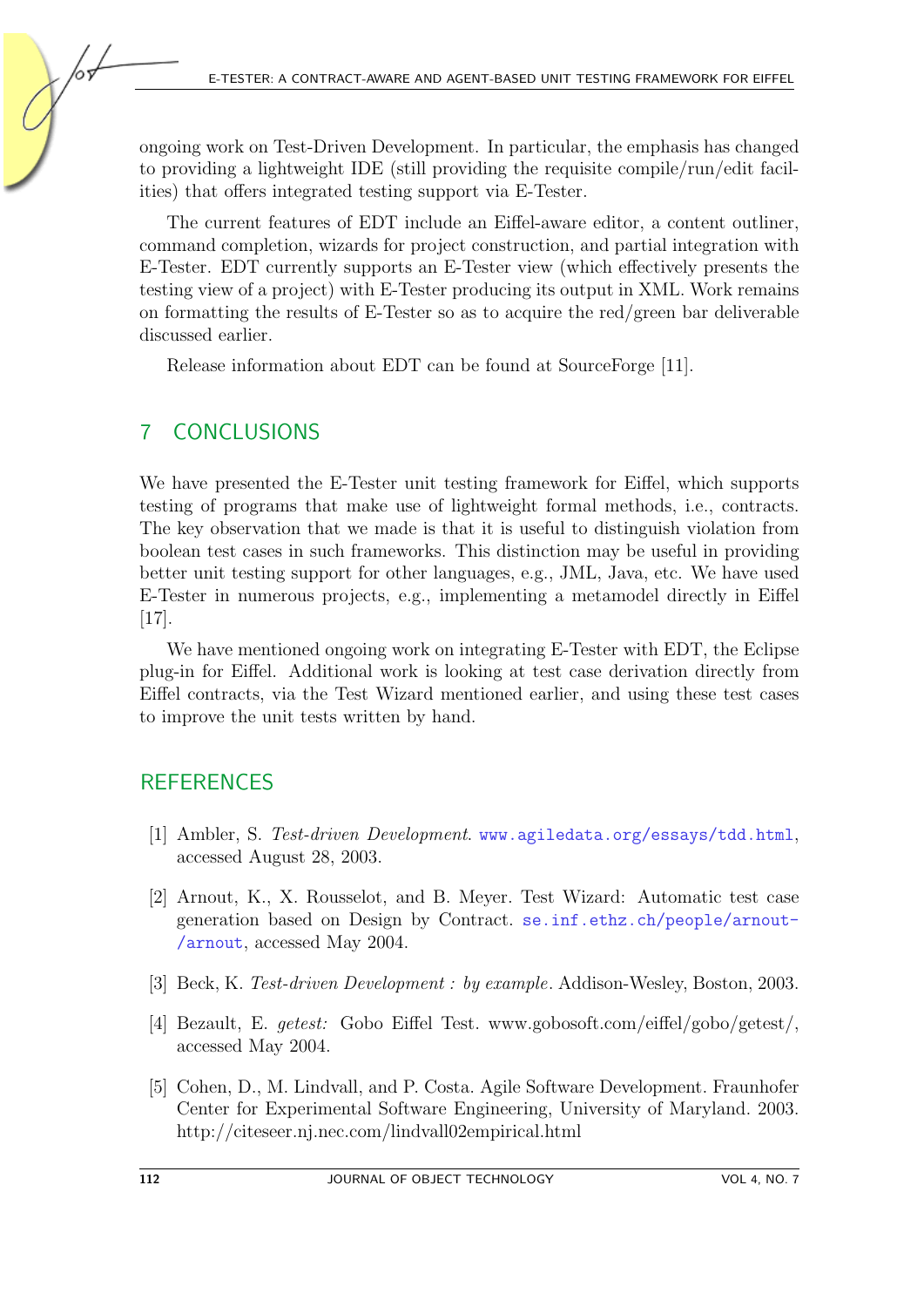ongoing work on Test-Driven Development. In particular, the emphasis has changed to providing a lightweight IDE (still providing the requisite compile/run/edit facilities) that offers integrated testing support via E-Tester.

The current features of EDT include an Eiffel-aware editor, a content outliner, command completion, wizards for project construction, and partial integration with E-Tester. EDT currently supports an E-Tester view (which effectively presents the testing view of a project) with E-Tester producing its output in XML. Work remains on formatting the results of E-Tester so as to acquire the red/green bar deliverable discussed earlier.

Release information about EDT can be found at SourceForge [11].

## 7 CONCLUSIONS

We have presented the E-Tester unit testing framework for Eiffel, which supports testing of programs that make use of lightweight formal methods, i.e., contracts. The key observation that we made is that it is useful to distinguish violation from boolean test cases in such frameworks. This distinction may be useful in providing better unit testing support for other languages, e.g., JML, Java, etc. We have used E-Tester in numerous projects, e.g., implementing a metamodel directly in Eiffel [17].

We have mentioned ongoing work on integrating E-Tester with EDT, the Eclipse plug-in for Eiffel. Additional work is looking at test case derivation directly from Eiffel contracts, via the Test Wizard mentioned earlier, and using these test cases to improve the unit tests written by hand.

## REFERENCES

[1] Ambler, S. *Test-driven Development*. www.agiledata.org/essays/tdd.html, accessed August 28, 2003.

[2] Arnout, K., X. Rousselot, and B. Meyer. Test Wizard: Automatic test case generation based on Design by Contract. se.inf.ethz.ch/people/arnout-/arnout, accessed May 2004.

[3] Beck, K. *Test-driven Development : by example*. Addison-Wesley, Boston, 2003.

[4] Bezault, E. *getest:* Gobo Eiffel Test. www.gobosoft.com/eiffel/gobo/getest/, accessed May 2004.

[5] Cohen, D., M. Lindvall, and P. Costa. Agile Software Development. Fraunhofer Center for Experimental Software Engineering, University of Maryland. 2003. http://citeseer.nj.nec.com/lindvall02empirical.html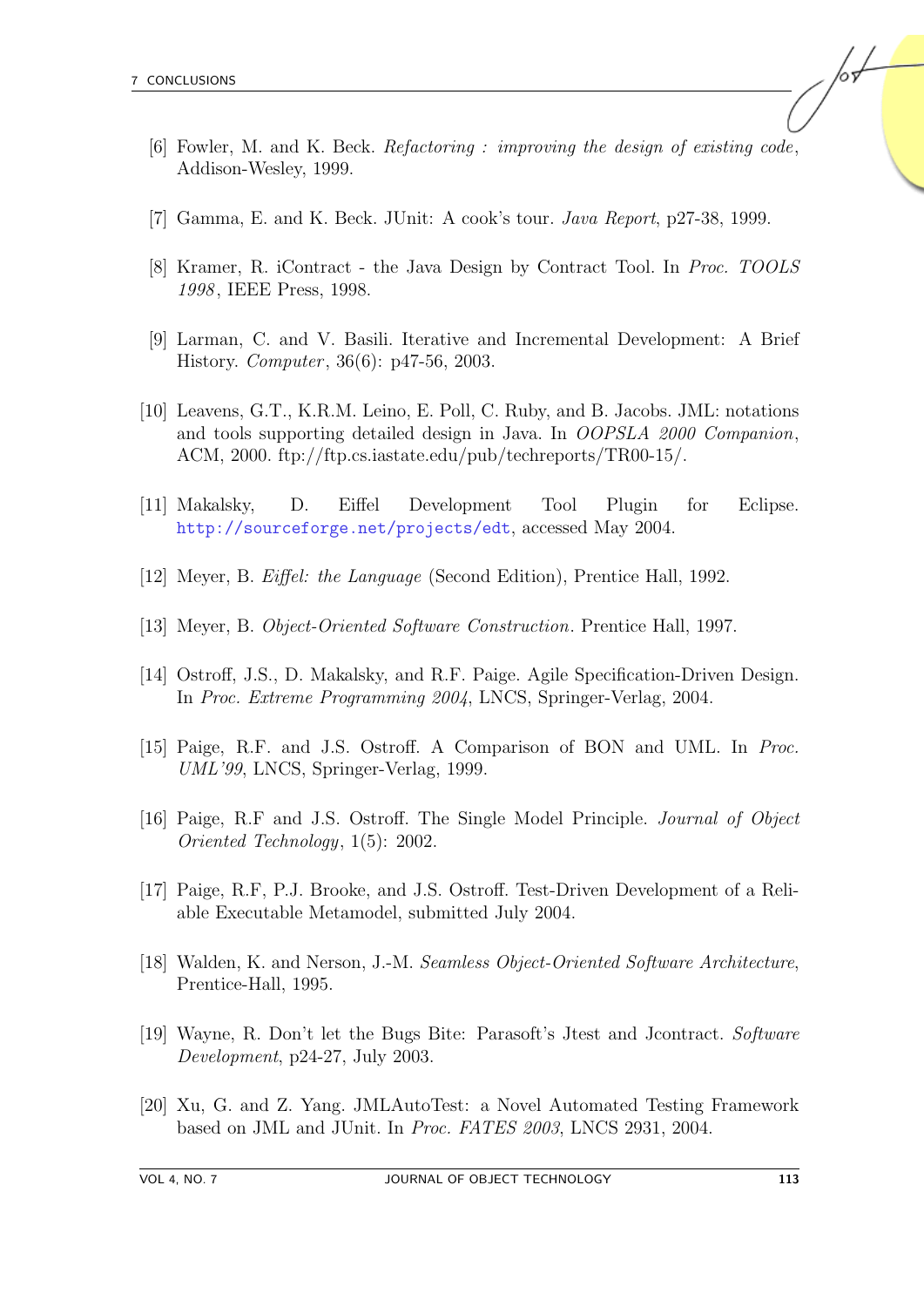[6] Fowler, M. and K. Beck. *Refactoring : improving the design of existing code*, Addison-Wesley, 1999.

[7] Gamma, E. and K. Beck. JUnit: A cook's tour. *Java Report*, p27-38, 1999.

[8] Kramer, R. iContract - the Java Design by Contract Tool. In *Proc. TOOLS 1998*, IEEE Press, 1998.

[9] Larman, C. and V. Basili. Iterative and Incremental Development: A Brief History. *Computer*, 36(6): p47-56, 2003.

[10] Leavens, G.T., K.R.M. Leino, E. Poll, C. Ruby, and B. Jacobs. JML: notations and tools supporting detailed design in Java. In *OOPSLA 2000 Companion*, ACM, 2000. ftp://ftp.cs.iastate.edu/pub/techreports/TR00-15/.

[11] Makalsky, D. Eiffel Development Tool Plugin for Eclipse. http://sourceforge.net/projects/edt, accessed May 2004.

[12] Meyer, B. *Eiffel: the Language* (Second Edition), Prentice Hall, 1992.

[13] Meyer, B. *Object-Oriented Software Construction*. Prentice Hall, 1997.

[14] Ostroff, J.S., D. Makalsky, and R.F. Paige. Agile Specification-Driven Design. In *Proc. Extreme Programming 2004*, LNCS, Springer-Verlag, 2004.

[15] Paige, R.F. and J.S. Ostroff. A Comparison of BON and UML. In *Proc. UML'99*, LNCS, Springer-Verlag, 1999.

[16] Paige, R.F and J.S. Ostroff. The Single Model Principle. *Journal of Object Oriented Technology*, 1(5): 2002.

[17] Paige, R.F, P.J. Brooke, and J.S. Ostroff. Test-Driven Development of a Reliable Executable Metamodel, submitted July 2004.

[18] Walden, K. and Nerson, J.-M. *Seamless Object-Oriented Software Architecture*, Prentice-Hall, 1995.

[19] Wayne, R. Don't let the Bugs Bite: Parasoft's Jtest and Jcontract. *Software Development*, p24-27, July 2003.

[20] Xu, G. and Z. Yang. JMLAutoTest: a Novel Automated Testing Framework based on JML and JUnit. In *Proc. FATES 2003*, LNCS 2931, 2004.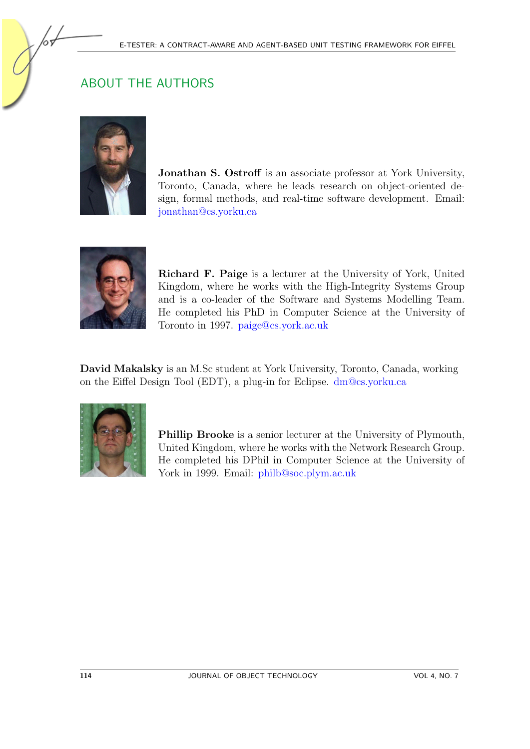## ABOUT THE AUTHORS

**Jonathan S. Ostroff** is an associate professor at York University, Toronto, Canada, where he leads research on object-oriented design, formal methods, and real-time software development. Email: jonathan@cs.yorku.ca

**Richard F. Paige** is a lecturer at the University of York, United Kingdom, where he works with the High-Integrity Systems Group and is a co-leader of the Software and Systems Modelling Team. He completed his PhD in Computer Science at the University of Toronto in 1997. paige@cs.york.ac.uk

**David Makalsky** is an M.Sc student at York University, Toronto, Canada, working on the Eiffel Design Tool (EDT), a plug-in for Eclipse. dm@cs.yorku.ca

**Phillip Brooke** is a senior lecturer at the University of Plymouth, United Kingdom, where he works with the Network Research Group. He completed his DPhil in Computer Science at the University of York in 1999. Email: philb@soc.plym.ac.uk